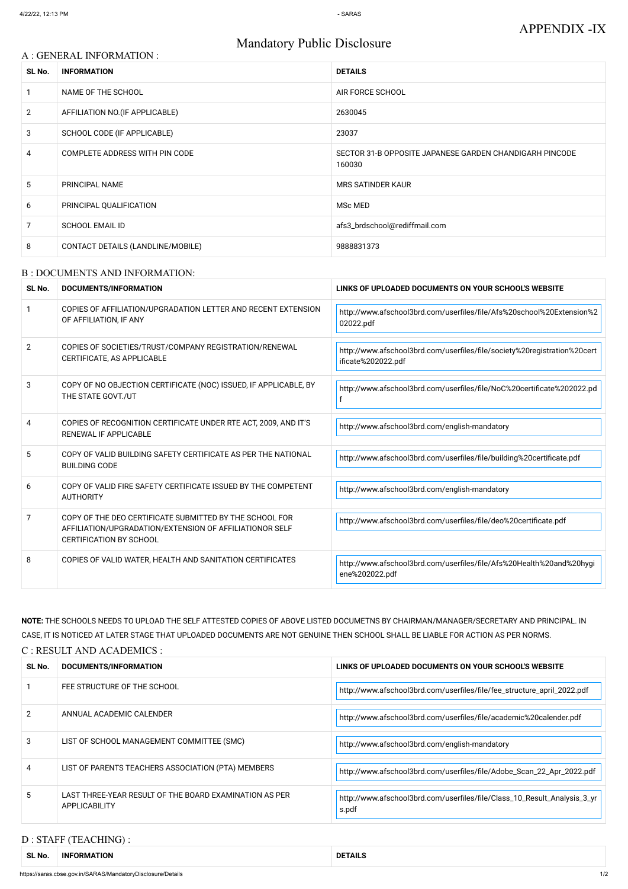APPENDIX -IX

# Mandatory Public Disclosure

## A : GENERAL INFORMATION :

| SL No. | INFORMATION | DETAILS |
|---|---|---|
| 1 | NAME OF THE SCHOOL | AIR FORCE SCHOOL |
| 2 | AFFILIATION NO.(IF APPLICABLE) | 2630045 |
| 3 | SCHOOL CODE (IF APPLICABLE) | 23037 |
| 4 | COMPLETE ADDRESS WITH PIN CODE | SECTOR 31-B OPPOSITE JAPANESE GARDEN CHANDIGARH PINCODE 160030 |
| 5 | PRINCIPAL NAME | MRS SATINDER KAUR |
| 6 | PRINCIPAL QUALIFICATION | MSc MED |
| 7 | SCHOOL EMAIL ID | afs3_brdschool@rediffmail.com |
| 8 | CONTACT DETAILS (LANDLINE/MOBILE) | 9888831373 |

## B : DOCUMENTS AND INFORMATION:

| SL No. | DOCUMENTS/INFORMATION | LINKS OF UPLOADED DOCUMENTS ON YOUR SCHOOL'S WEBSITE |
|---|---|---|
| 1 | COPIES OF AFFILIATION/UPGRADATION LETTER AND RECENT EXTENSION OF AFFILIATION, IF ANY | http://www.afschool3brd.com/userfiles/file/Afs%20school%20Extension%202022.pdf |
| 2 | COPIES OF SOCIETIES/TRUST/COMPANY REGISTRATION/RENEWAL CERTIFICATE, AS APPLICABLE | http://www.afschool3brd.com/userfiles/file/society%20registration%20certificate%202022.pdf |
| 3 | COPY OF NO OBJECTION CERTIFICATE (NOC) ISSUED, IF APPLICABLE, BY THE STATE GOVT./UT | http://www.afschool3brd.com/userfiles/file/NoC%20certificate%202022.pdf |
| 4 | COPIES OF RECOGNITION CERTIFICATE UNDER RTE ACT, 2009, AND IT'S RENEWAL IF APPLICABLE | http://www.afschool3brd.com/english-mandatory |
| 5 | COPY OF VALID BUILDING SAFETY CERTIFICATE AS PER THE NATIONAL BUILDING CODE | http://www.afschool3brd.com/userfiles/file/building%20certificate.pdf |
| 6 | COPY OF VALID FIRE SAFETY CERTIFICATE ISSUED BY THE COMPETENT AUTHORITY | http://www.afschool3brd.com/english-mandatory |
| 7 | COPY OF THE DEO CERTIFICATE SUBMITTED BY THE SCHOOL FOR AFFILIATION/UPGRADATION/EXTENSION OF AFFILIATIONOR SELF CERTIFICATION BY SCHOOL | http://www.afschool3brd.com/userfiles/file/deo%20certificate.pdf |
| 8 | COPIES OF VALID WATER, HEALTH AND SANITATION CERTIFICATES | http://www.afschool3brd.com/userfiles/file/Afs%20Health%20and%20hygiene%202022.pdf |

**NOTE:** THE SCHOOLS NEEDS TO UPLOAD THE SELF ATTESTED COPIES OF ABOVE LISTED DOCUMETNS BY CHAIRMAN/MANAGER/SECRETARY AND PRINCIPAL. IN CASE, IT IS NOTICED AT LATER STAGE THAT UPLOADED DOCUMENTS ARE NOT GENUINE THEN SCHOOL SHALL BE LIABLE FOR ACTION AS PER NORMS.

## C : RESULT AND ACADEMICS :

| SL No. | DOCUMENTS/INFORMATION | LINKS OF UPLOADED DOCUMENTS ON YOUR SCHOOL'S WEBSITE |
|---|---|---|
| 1 | FEE STRUCTURE OF THE SCHOOL | http://www.afschool3brd.com/userfiles/file/fee_structure_april_2022.pdf |
| 2 | ANNUAL ACADEMIC CALENDER | http://www.afschool3brd.com/userfiles/file/academic%20calender.pdf |
| 3 | LIST OF SCHOOL MANAGEMENT COMMITTEE (SMC) | http://www.afschool3brd.com/english-mandatory |
| 4 | LIST OF PARENTS TEACHERS ASSOCIATION (PTA) MEMBERS | http://www.afschool3brd.com/userfiles/file/Adobe_Scan_22_Apr_2022.pdf |
| 5 | LAST THREE-YEAR RESULT OF THE BOARD EXAMINATION AS PER APPLICABILITY | http://www.afschool3brd.com/userfiles/file/Class_10_Result_Analysis_3_yrs.pdf |

## D : STAFF (TEACHING) :

| SL No. | INFORMATION | DETAILS |
|---|---|---|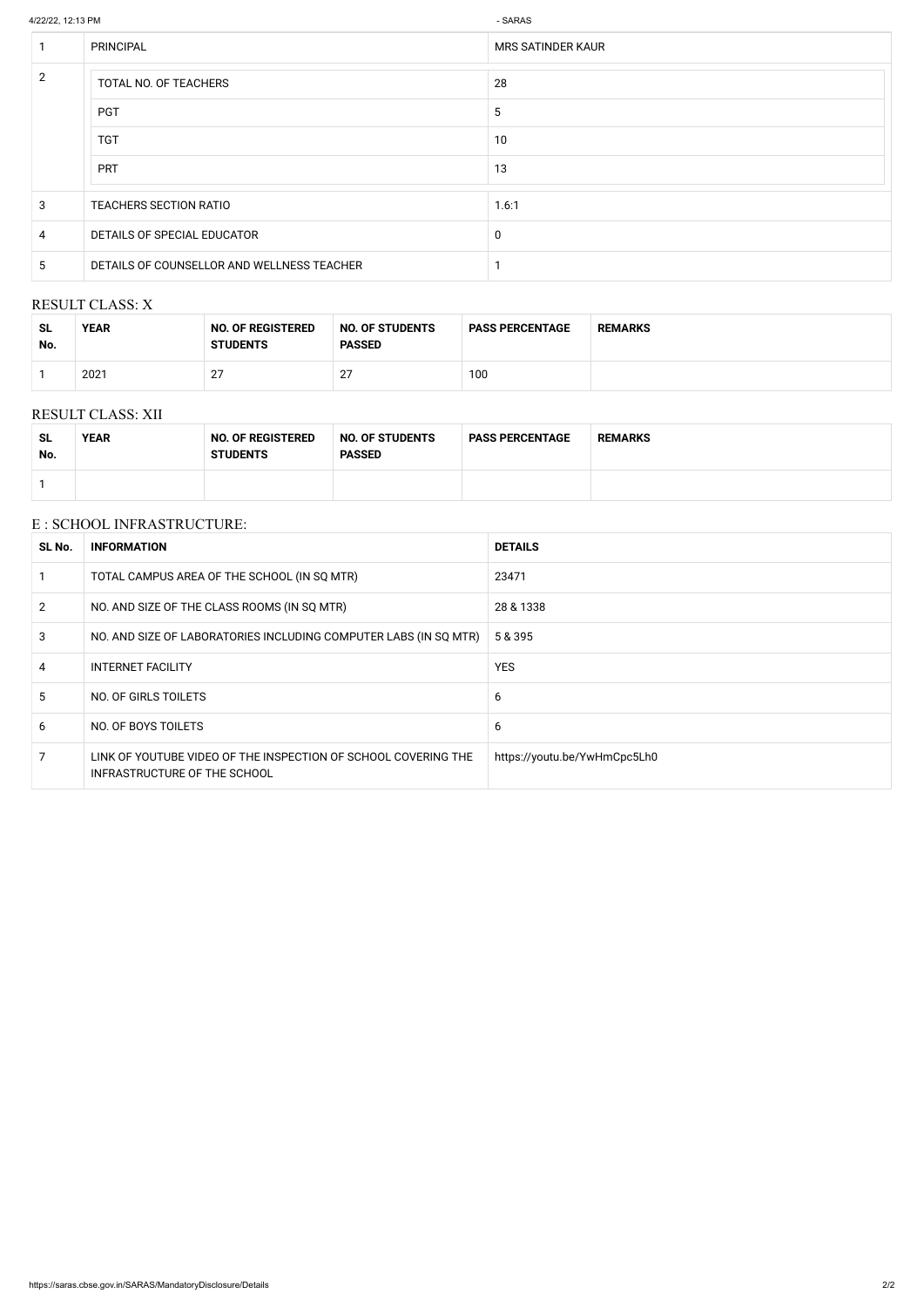| | | |
|---|---|---|
| 1 | PRINCIPAL | MRS SATINDER KAUR |
| 2 | TOTAL NO. OF TEACHERS | 28 |
| | PGT | 5 |
| | TGT | 10 |
| | PRT | 13 |
| 3 | TEACHERS SECTION RATIO | 1.6:1 |
| 4 | DETAILS OF SPECIAL EDUCATOR | 0 |
| 5 | DETAILS OF COUNSELLOR AND WELLNESS TEACHER | 1 |

## RESULT CLASS: X

| SL No. | YEAR | NO. OF REGISTERED STUDENTS | NO. OF STUDENTS PASSED | PASS PERCENTAGE | REMARKS |
|---|---|---|---|---|---|
| 1 | 2021 | 27 | 27 | 100 | |

## RESULT CLASS: XII

| SL No. | YEAR | NO. OF REGISTERED STUDENTS | NO. OF STUDENTS PASSED | PASS PERCENTAGE | REMARKS |
|---|---|---|---|---|---|
| 1 | | | | | |

## E : SCHOOL INFRASTRUCTURE:

| SL No. | INFORMATION | DETAILS |
|---|---|---|
| 1 | TOTAL CAMPUS AREA OF THE SCHOOL (IN SQ MTR) | 23471 |
| 2 | NO. AND SIZE OF THE CLASS ROOMS (IN SQ MTR) | 28 & 1338 |
| 3 | NO. AND SIZE OF LABORATORIES INCLUDING COMPUTER LABS (IN SQ MTR) | 5 & 395 |
| 4 | INTERNET FACILITY | YES |
| 5 | NO. OF GIRLS TOILETS | 6 |
| 6 | NO. OF BOYS TOILETS | 6 |
| 7 | LINK OF YOUTUBE VIDEO OF THE INSPECTION OF SCHOOL COVERING THE INFRASTRUCTURE OF THE SCHOOL | https://youtu.be/YwHmCpc5Lh0 |